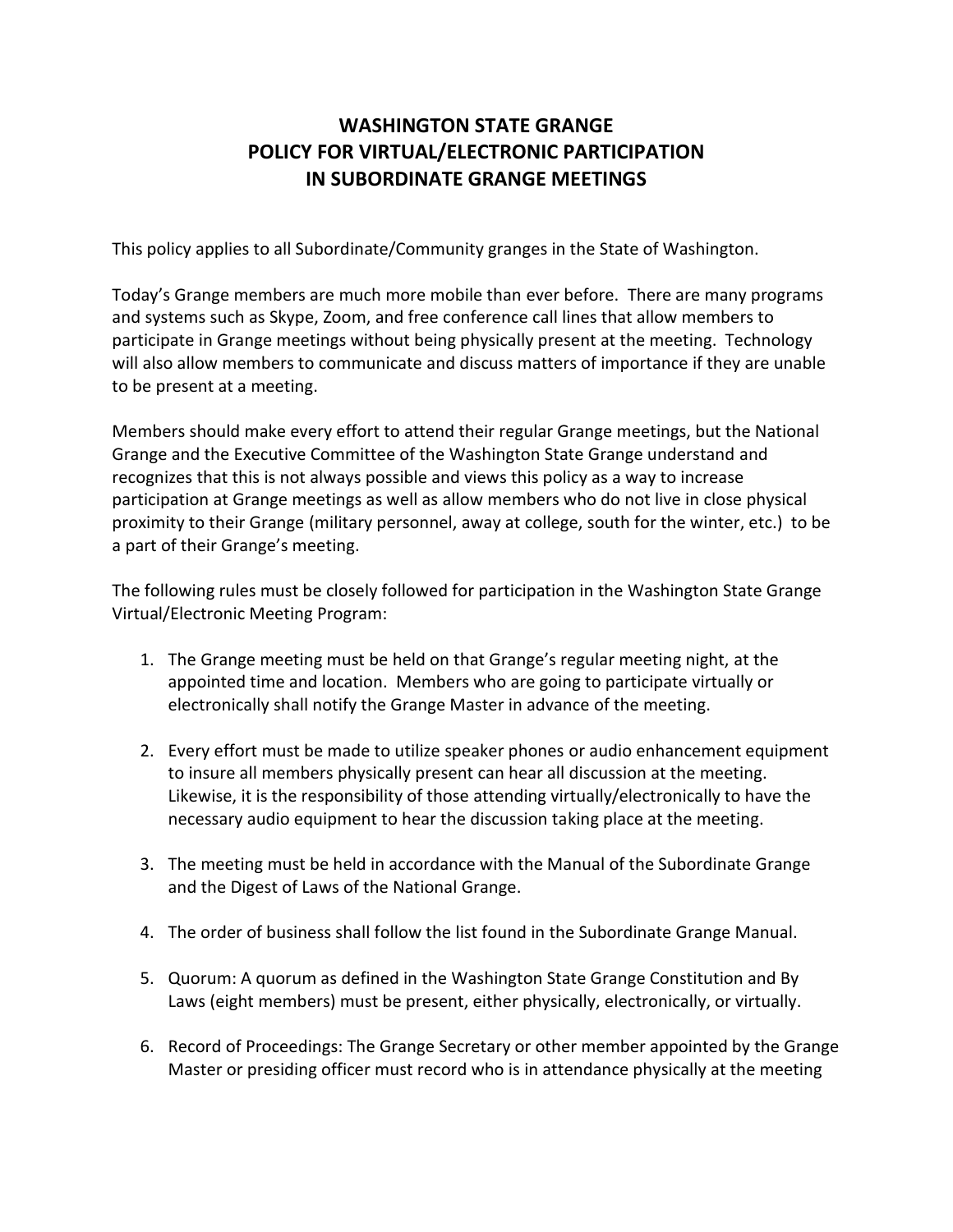# WASHINGTON STATE GRANGE
# POLICY FOR VIRTUAL/ELECTRONIC PARTICIPATION
# IN SUBORDINATE GRANGE MEETINGS

This policy applies to all Subordinate/Community granges in the State of Washington.

Today's Grange members are much more mobile than ever before. There are many programs and systems such as Skype, Zoom, and free conference call lines that allow members to participate in Grange meetings without being physically present at the meeting. Technology will also allow members to communicate and discuss matters of importance if they are unable to be present at a meeting.

Members should make every effort to attend their regular Grange meetings, but the National Grange and the Executive Committee of the Washington State Grange understand and recognizes that this is not always possible and views this policy as a way to increase participation at Grange meetings as well as allow members who do not live in close physical proximity to their Grange (military personnel, away at college, south for the winter, etc.) to be a part of their Grange's meeting.

The following rules must be closely followed for participation in the Washington State Grange Virtual/Electronic Meeting Program:

1. The Grange meeting must be held on that Grange's regular meeting night, at the appointed time and location. Members who are going to participate virtually or electronically shall notify the Grange Master in advance of the meeting.

2. Every effort must be made to utilize speaker phones or audio enhancement equipment to insure all members physically present can hear all discussion at the meeting. Likewise, it is the responsibility of those attending virtually/electronically to have the necessary audio equipment to hear the discussion taking place at the meeting.

3. The meeting must be held in accordance with the Manual of the Subordinate Grange and the Digest of Laws of the National Grange.

4. The order of business shall follow the list found in the Subordinate Grange Manual.

5. Quorum: A quorum as defined in the Washington State Grange Constitution and By Laws (eight members) must be present, either physically, electronically, or virtually.

6. Record of Proceedings: The Grange Secretary or other member appointed by the Grange Master or presiding officer must record who is in attendance physically at the meeting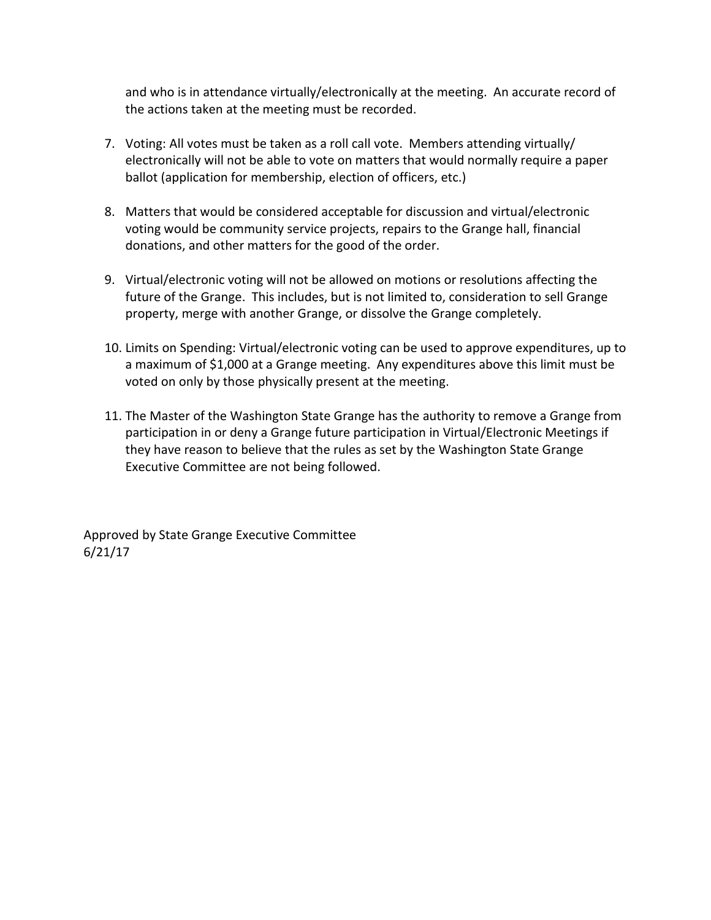and who is in attendance virtually/electronically at the meeting. An accurate record of the actions taken at the meeting must be recorded.

7. Voting: All votes must be taken as a roll call vote. Members attending virtually/ electronically will not be able to vote on matters that would normally require a paper ballot (application for membership, election of officers, etc.)

8. Matters that would be considered acceptable for discussion and virtual/electronic voting would be community service projects, repairs to the Grange hall, financial donations, and other matters for the good of the order.

9. Virtual/electronic voting will not be allowed on motions or resolutions affecting the future of the Grange. This includes, but is not limited to, consideration to sell Grange property, merge with another Grange, or dissolve the Grange completely.

10. Limits on Spending: Virtual/electronic voting can be used to approve expenditures, up to a maximum of $1,000 at a Grange meeting. Any expenditures above this limit must be voted on only by those physically present at the meeting.

11. The Master of the Washington State Grange has the authority to remove a Grange from participation in or deny a Grange future participation in Virtual/Electronic Meetings if they have reason to believe that the rules as set by the Washington State Grange Executive Committee are not being followed.

Approved by State Grange Executive Committee
6/21/17